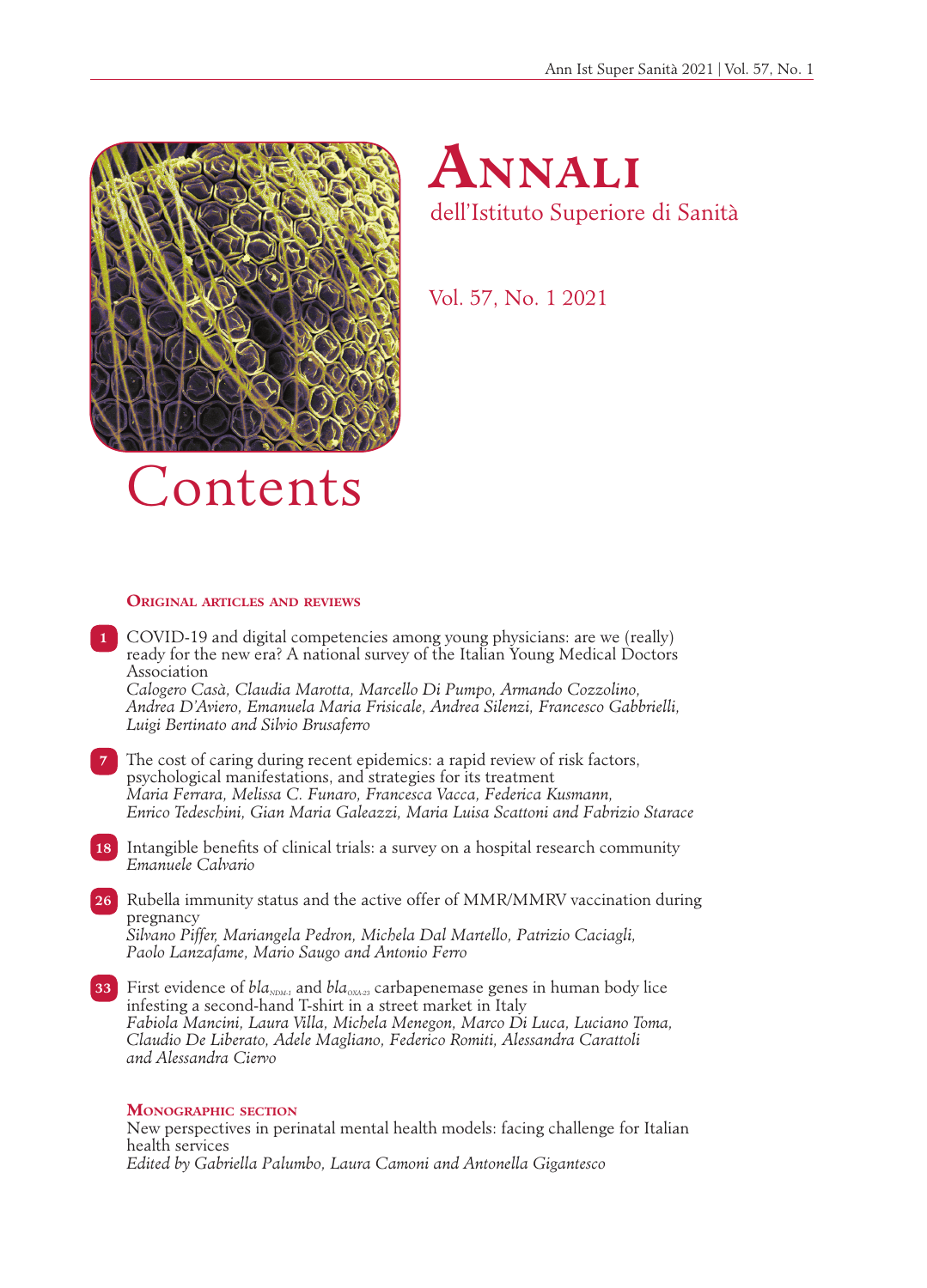# Annali
dell'Istituto Superiore di Sanità

Vol. 57, No. 1 2021

# Contents

## Original articles and reviews

**1** COVID-19 and digital competencies among young physicians: are we (really) ready for the new era? A national survey of the Italian Young Medical Doctors Association
*Calogero Casà, Claudia Marotta, Marcello Di Pumpo, Armando Cozzolino, Andrea D'Aviero, Emanuela Maria Frisicale, Andrea Silenzi, Francesco Gabbrielli, Luigi Bertinato and Silvio Brusaferro*

**7** The cost of caring during recent epidemics: a rapid review of risk factors, psychological manifestations, and strategies for its treatment
*Maria Ferrara, Melissa C. Funaro, Francesca Vacca, Federica Kusmann, Enrico Tedeschini, Gian Maria Galeazzi, Maria Luisa Scattoni and Fabrizio Starace*

**18** Intangible benefits of clinical trials: a survey on a hospital research community
*Emanuele Calvario*

**26** Rubella immunity status and the active offer of MMR/MMRV vaccination during pregnancy
*Silvano Piffer, Mariangela Pedron, Michela Dal Martello, Patrizio Caciagli, Paolo Lanzafame, Mario Saugo and Antonio Ferro*

**33** First evidence of *bla*$_{NDM-1}$ and *bla*$_{OXA-23}$ carbapenemase genes in human body lice infesting a second-hand T-shirt in a street market in Italy
*Fabiola Mancini, Laura Villa, Michela Menegon, Marco Di Luca, Luciano Toma, Claudio De Liberato, Adele Magliano, Federico Romiti, Alessandra Carattoli and Alessandra Ciervo*

## Monographic section

New perspectives in perinatal mental health models: facing challenge for Italian health services
*Edited by Gabriella Palumbo, Laura Camoni and Antonella Gigantesco*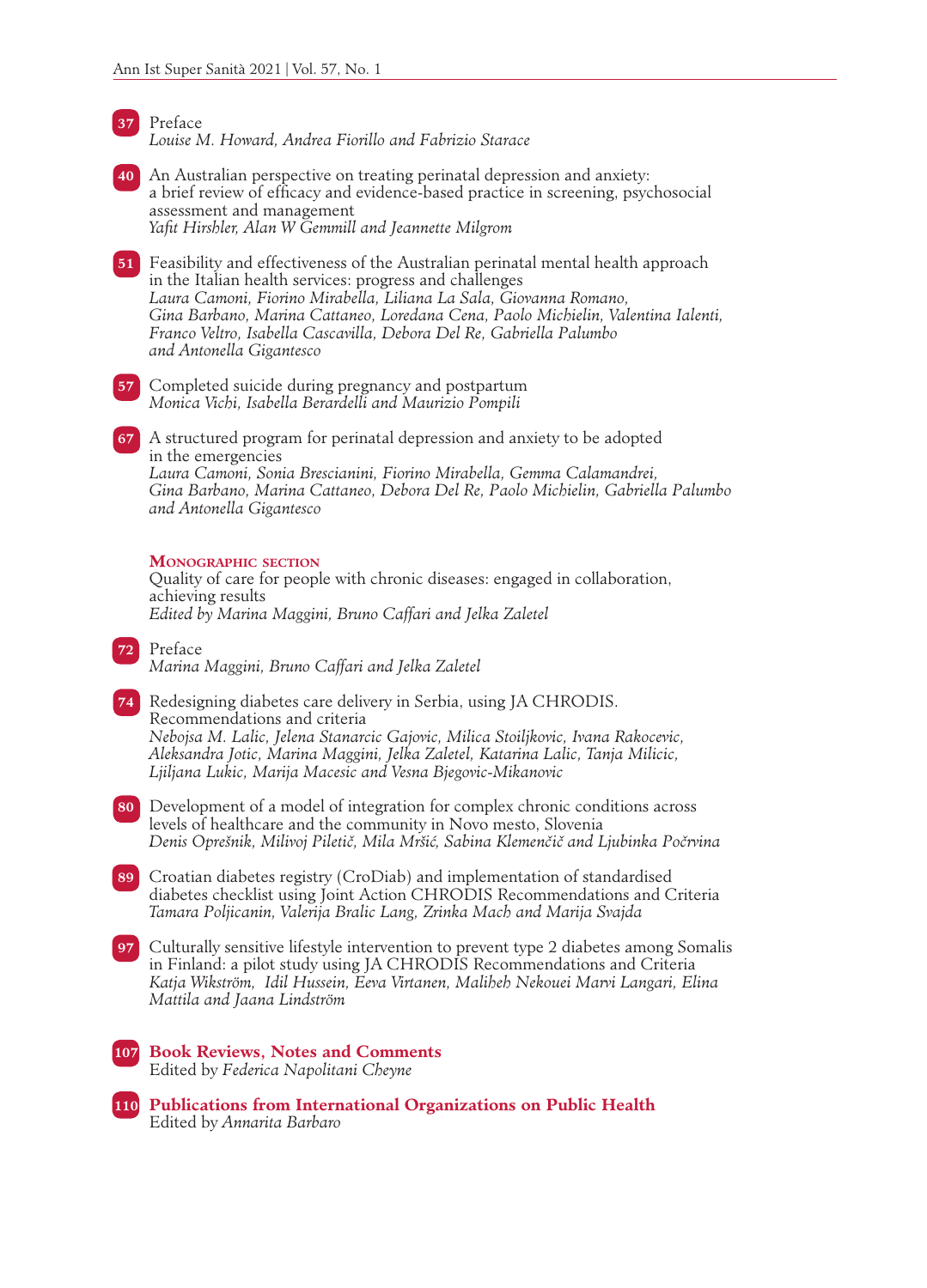**37** Preface
*Louise M. Howard, Andrea Fiorillo and Fabrizio Starace*

**40** An Australian perspective on treating perinatal depression and anxiety: a brief review of efficacy and evidence-based practice in screening, psychosocial assessment and management
*Yafit Hirshler, Alan W Gemmill and Jeannette Milgrom*

**51** Feasibility and effectiveness of the Australian perinatal mental health approach in the Italian health services: progress and challenges
*Laura Camoni, Fiorino Mirabella, Liliana La Sala, Giovanna Romano, Gina Barbano, Marina Cattaneo, Loredana Cena, Paolo Michielin, Valentina Ialenti, Franco Veltro, Isabella Cascavilla, Debora Del Re, Gabriella Palumbo and Antonella Gigantesco*

**57** Completed suicide during pregnancy and postpartum
*Monica Vichi, Isabella Berardelli and Maurizio Pompili*

**67** A structured program for perinatal depression and anxiety to be adopted in the emergencies
*Laura Camoni, Sonia Brescianini, Fiorino Mirabella, Gemma Calamandrei, Gina Barbano, Marina Cattaneo, Debora Del Re, Paolo Michielin, Gabriella Palumbo and Antonella Gigantesco*

## Monographic section

Quality of care for people with chronic diseases: engaged in collaboration, achieving results
*Edited by Marina Maggini, Bruno Caffari and Jelka Zaletel*

**72** Preface
*Marina Maggini, Bruno Caffari and Jelka Zaletel*

**74** Redesigning diabetes care delivery in Serbia, using JA CHRODIS. Recommendations and criteria
*Nebojsa M. Lalic, Jelena Stanarcic Gajovic, Milica Stoiljkovic, Ivana Rakocevic, Aleksandra Jotic, Marina Maggini, Jelka Zaletel, Katarina Lalic, Tanja Milicic, Ljiljana Lukic, Marija Macesic and Vesna Bjegovic-Mikanovic*

**80** Development of a model of integration for complex chronic conditions across levels of healthcare and the community in Novo mesto, Slovenia
*Denis Oprešnik, Milivoj Piletič, Mila Mršić, Sabina Klemenčič and Ljubinka Počrvina*

**89** Croatian diabetes registry (CroDiab) and implementation of standardised diabetes checklist using Joint Action CHRODIS Recommendations and Criteria
*Tamara Poljicanin, Valerija Bralic Lang, Zrinka Mach and Marija Svajda*

**97** Culturally sensitive lifestyle intervention to prevent type 2 diabetes among Somalis in Finland: a pilot study using JA CHRODIS Recommendations and Criteria
*Katja Wikström, Idil Hussein, Eeva Virtanen, Maliheh Nekouei Marvi Langari, Elina Mattila and Jaana Lindström*

**107** **Book Reviews, Notes and Comments**
Edited by *Federica Napolitani Cheyne*

**110** **Publications from International Organizations on Public Health**
Edited by *Annarita Barbaro*